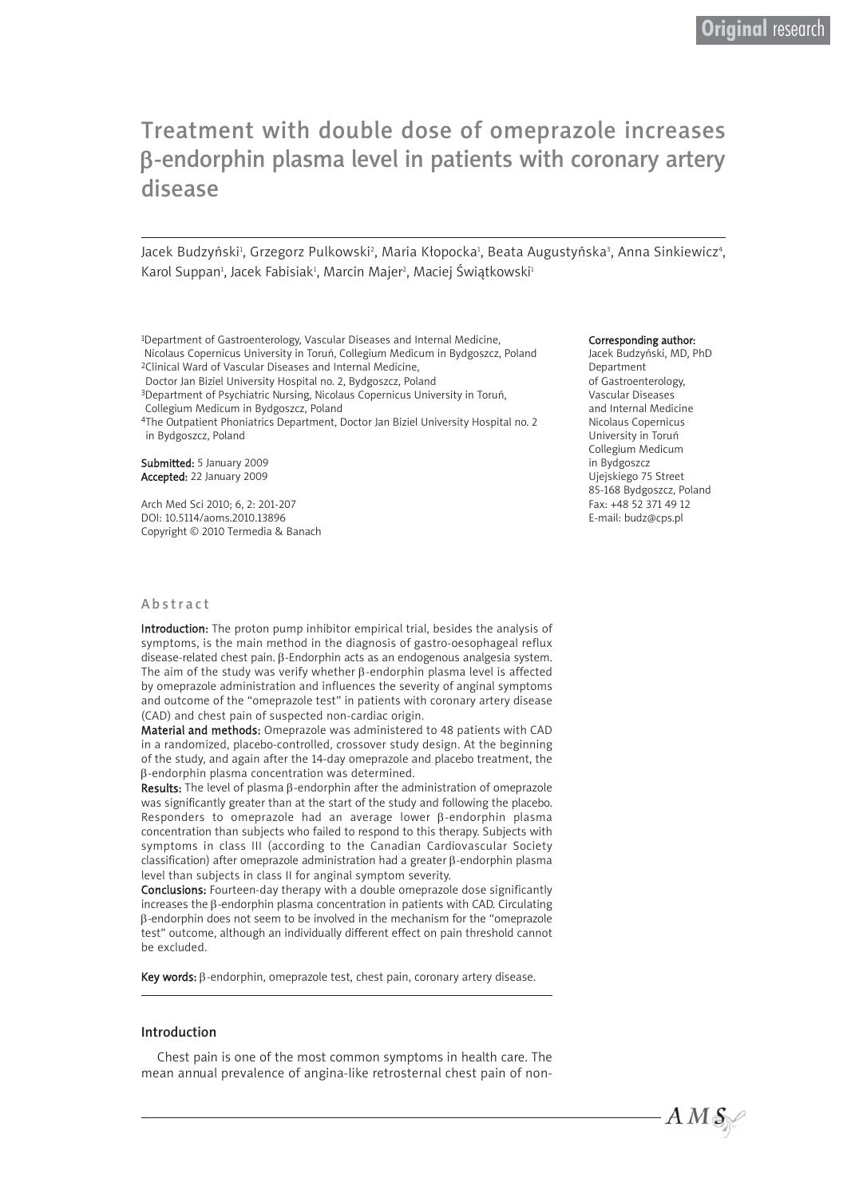Original research

# Treatment with double dose of omeprazole increases β-endorphin plasma level in patients with coronary artery disease

Jacek Budzyński[1], Grzegorz Pulkowski[2], Maria Kłopocka[1], Beata Augustyńska[3], Anna Sinkiewicz[4], Karol Suppan[1], Jacek Fabisiak[1], Marcin Majer[2], Maciej Świątkowski[1]

[1]Department of Gastroenterology, Vascular Diseases and Internal Medicine, Nicolaus Copernicus University in Toruń, Collegium Medicum in Bydgoszcz, Poland
[2]Clinical Ward of Vascular Diseases and Internal Medicine, Doctor Jan Biziel University Hospital no. 2, Bydgoszcz, Poland
[3]Department of Psychiatric Nursing, Nicolaus Copernicus University in Toruń, Collegium Medicum in Bydgoszcz, Poland
[4]The Outpatient Phoniatrics Department, Doctor Jan Biziel University Hospital no. 2 in Bydgoszcz, Poland

**Submitted:** 5 January 2009
**Accepted:** 22 January 2009

Arch Med Sci 2010; 6, 2: 201-207
DOI: 10.5114/aoms.2010.13896
Copyright © 2010 Termedia & Banach

**Corresponding author:**
Jacek Budzyński, MD, PhD
Department of Gastroenterology, Vascular Diseases and Internal Medicine
Nicolaus Copernicus University in Toruń
Collegium Medicum in Bydgoszcz
Ujejskiego 75 Street
85-168 Bydgoszcz, Poland
Fax: +48 52 371 49 12
E-mail: budz@cps.pl

## Abstract

**Introduction:** The proton pump inhibitor empirical trial, besides the analysis of symptoms, is the main method in the diagnosis of gastro-oesophageal reflux disease-related chest pain. β-Endorphin acts as an endogenous analgesia system. The aim of the study was verify whether β-endorphin plasma level is affected by omeprazole administration and influences the severity of anginal symptoms and outcome of the "omeprazole test" in patients with coronary artery disease (CAD) and chest pain of suspected non-cardiac origin.

**Material and methods:** Omeprazole was administered to 48 patients with CAD in a randomized, placebo-controlled, crossover study design. At the beginning of the study, and again after the 14-day omeprazole and placebo treatment, the β-endorphin plasma concentration was determined.

**Results:** The level of plasma β-endorphin after the administration of omeprazole was significantly greater than at the start of the study and following the placebo. Responders to omeprazole had an average lower β-endorphin plasma concentration than subjects who failed to respond to this therapy. Subjects with symptoms in class III (according to the Canadian Cardiovascular Society classification) after omeprazole administration had a greater β-endorphin plasma level than subjects in class II for anginal symptom severity.

**Conclusions:** Fourteen-day therapy with a double omeprazole dose significantly increases the β-endorphin plasma concentration in patients with CAD. Circulating β-endorphin does not seem to be involved in the mechanism for the "omeprazole test" outcome, although an individually different effect on pain threshold cannot be excluded.

**Key words:** β-endorphin, omeprazole test, chest pain, coronary artery disease.

## Introduction

Chest pain is one of the most common symptoms in health care. The mean annual prevalence of angina-like retrosternal chest pain of non-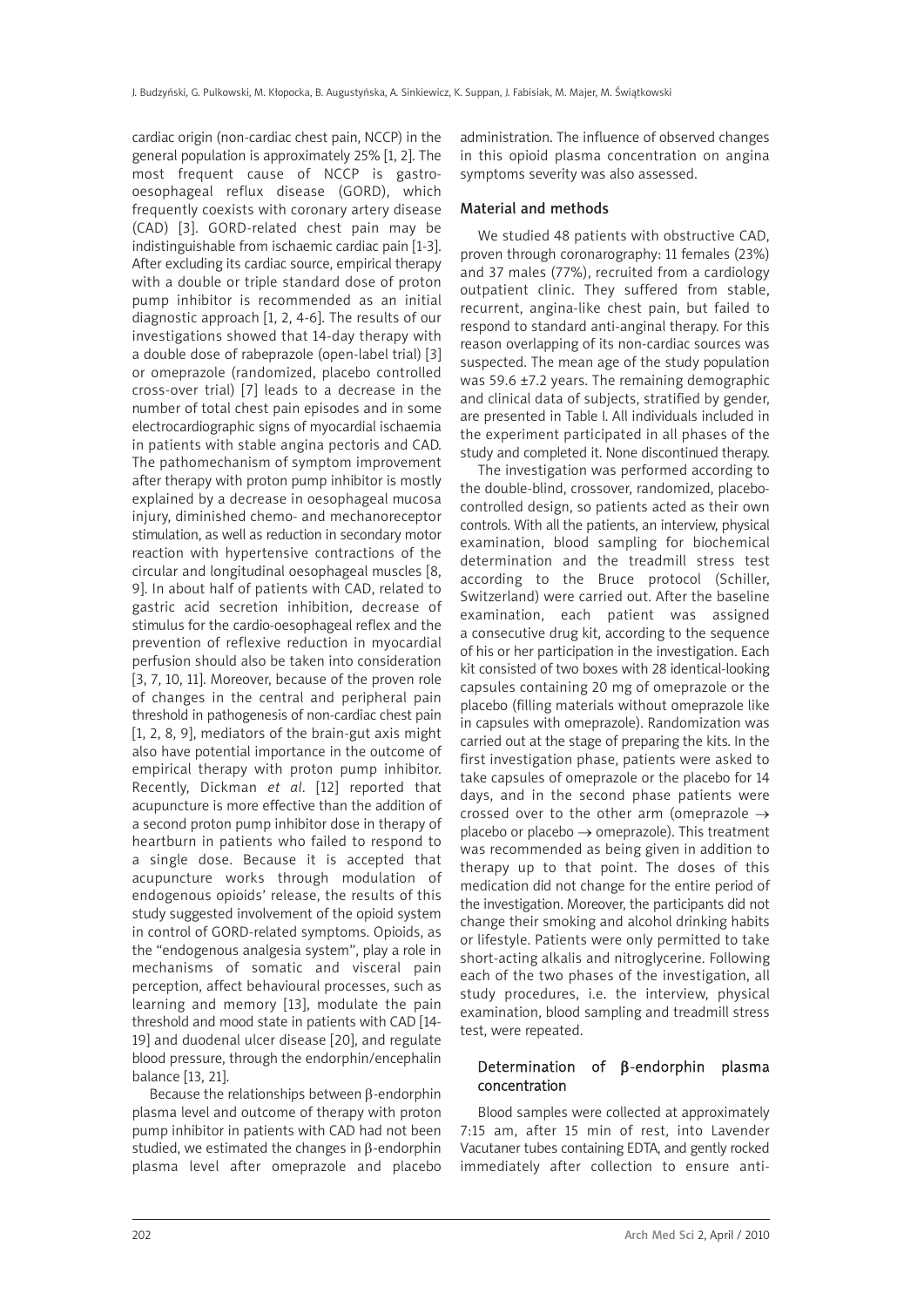cardiac origin (non-cardiac chest pain, NCCP) in the general population is approximately 25% [1, 2]. The most frequent cause of NCCP is gastro-oesophageal reflux disease (GORD), which frequently coexists with coronary artery disease (CAD) [3]. GORD-related chest pain may be indistinguishable from ischaemic cardiac pain [1-3]. After excluding its cardiac source, empirical therapy with a double or triple standard dose of proton pump inhibitor is recommended as an initial diagnostic approach [1, 2, 4-6]. The results of our investigations showed that 14-day therapy with a double dose of rabeprazole (open-label trial) [3] or omeprazole (randomized, placebo controlled cross-over trial) [7] leads to a decrease in the number of total chest pain episodes and in some electrocardiographic signs of myocardial ischaemia in patients with stable angina pectoris and CAD. The pathomechanism of symptom improvement after therapy with proton pump inhibitor is mostly explained by a decrease in oesophageal mucosa injury, diminished chemo- and mechanoreceptor stimulation, as well as reduction in secondary motor reaction with hypertensive contractions of the circular and longitudinal oesophageal muscles [8, 9]. In about half of patients with CAD, related to gastric acid secretion inhibition, decrease of stimulus for the cardio-oesophageal reflex and the prevention of reflexive reduction in myocardial perfusion should also be taken into consideration [3, 7, 10, 11]. Moreover, because of the proven role of changes in the central and peripheral pain threshold in pathogenesis of non-cardiac chest pain [1, 2, 8, 9], mediators of the brain-gut axis might also have potential importance in the outcome of empirical therapy with proton pump inhibitor. Recently, Dickman *et al*. [12] reported that acupuncture is more effective than the addition of a second proton pump inhibitor dose in therapy of heartburn in patients who failed to respond to a single dose. Because it is accepted that acupuncture works through modulation of endogenous opioids' release, the results of this study suggested involvement of the opioid system in control of GORD-related symptoms. Opioids, as the "endogenous analgesia system", play a role in mechanisms of somatic and visceral pain perception, affect behavioural processes, such as learning and memory [13], modulate the pain threshold and mood state in patients with CAD [14-19] and duodenal ulcer disease [20], and regulate blood pressure, through the endorphin/encephalin balance [13, 21].

Because the relationships between β-endorphin plasma level and outcome of therapy with proton pump inhibitor in patients with CAD had not been studied, we estimated the changes in β-endorphin plasma level after omeprazole and placebo administration. The influence of observed changes in this opioid plasma concentration on angina symptoms severity was also assessed.

## Material and methods

We studied 48 patients with obstructive CAD, proven through coronarography: 11 females (23%) and 37 males (77%), recruited from a cardiology outpatient clinic. They suffered from stable, recurrent, angina-like chest pain, but failed to respond to standard anti-anginal therapy. For this reason overlapping of its non-cardiac sources was suspected. The mean age of the study population was 59.6 ±7.2 years. The remaining demographic and clinical data of subjects, stratified by gender, are presented in Table I. All individuals included in the experiment participated in all phases of the study and completed it. None discontinued therapy.

The investigation was performed according to the double-blind, crossover, randomized, placebo-controlled design, so patients acted as their own controls. With all the patients, an interview, physical examination, blood sampling for biochemical determination and the treadmill stress test according to the Bruce protocol (Schiller, Switzerland) were carried out. After the baseline examination, each patient was assigned a consecutive drug kit, according to the sequence of his or her participation in the investigation. Each kit consisted of two boxes with 28 identical-looking capsules containing 20 mg of omeprazole or the placebo (filling materials without omeprazole like in capsules with omeprazole). Randomization was carried out at the stage of preparing the kits. In the first investigation phase, patients were asked to take capsules of omeprazole or the placebo for 14 days, and in the second phase patients were crossed over to the other arm (omeprazole → placebo or placebo → omeprazole). This treatment was recommended as being given in addition to therapy up to that point. The doses of this medication did not change for the entire period of the investigation. Moreover, the participants did not change their smoking and alcohol drinking habits or lifestyle. Patients were only permitted to take short-acting alkalis and nitroglycerine. Following each of the two phases of the investigation, all study procedures, i.e. the interview, physical examination, blood sampling and treadmill stress test, were repeated.

### Determination of β-endorphin plasma concentration

Blood samples were collected at approximately 7:15 am, after 15 min of rest, into Lavender Vacutaner tubes containing EDTA, and gently rocked immediately after collection to ensure anti-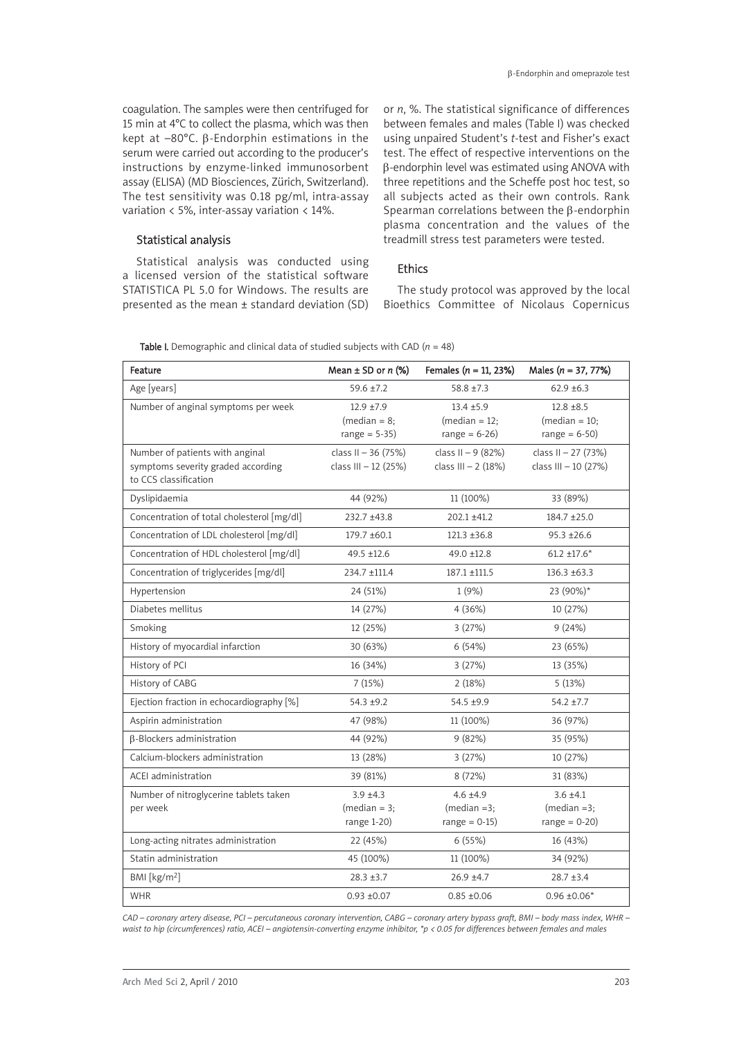coagulation. The samples were then centrifuged for 15 min at 4°C to collect the plasma, which was then kept at –80°C. β-Endorphin estimations in the serum were carried out according to the producer's instructions by enzyme-linked immunosorbent assay (ELISA) (MD Biosciences, Zürich, Switzerland). The test sensitivity was 0.18 pg/ml, intra-assay variation < 5%, inter-assay variation < 14%.

### Statistical analysis

Statistical analysis was conducted using a licensed version of the statistical software STATISTICA PL 5.0 for Windows. The results are presented as the mean ± standard deviation (SD) or *n*, %. The statistical significance of differences between females and males (Table I) was checked using unpaired Student's *t*-test and Fisher's exact test. The effect of respective interventions on the β-endorphin level was estimated using ANOVA with three repetitions and the Scheffe post hoc test, so all subjects acted as their own controls. Rank Spearman correlations between the β-endorphin plasma concentration and the values of the treadmill stress test parameters were tested.

### Ethics

The study protocol was approved by the local Bioethics Committee of Nicolaus Copernicus

**Table I.** Demographic and clinical data of studied subjects with CAD (*n* = 48)

| Feature | Mean ± SD or *n* (%) | Females (*n* = 11, 23%) | Males (*n* = 37, 77%) |
|---|---|---|---|
| Age [years] | 59.6 ±7.2 | 58.8 ±7.3 | 62.9 ±6.3 |
| Number of anginal symptoms per week | 12.9 ±7.9 (median = 8; range = 5-35) | 13.4 ±5.9 (median = 12; range = 6-26) | 12.8 ±8.5 (median = 10; range = 6-50) |
| Number of patients with anginal symptoms severity graded according to CCS classification | class II – 36 (75%) class III – 12 (25%) | class II – 9 (82%) class III – 2 (18%) | class II – 27 (73%) class III – 10 (27%) |
| Dyslipidaemia | 44 (92%) | 11 (100%) | 33 (89%) |
| Concentration of total cholesterol [mg/dl] | 232.7 ±43.8 | 202.1 ±41.2 | 184.7 ±25.0 |
| Concentration of LDL cholesterol [mg/dl] | 179.7 ±60.1 | 121.3 ±36.8 | 95.3 ±26.6 |
| Concentration of HDL cholesterol [mg/dl] | 49.5 ±12.6 | 49.0 ±12.8 | 61.2 ±17.6* |
| Concentration of triglycerides [mg/dl] | 234.7 ±111.4 | 187.1 ±111.5 | 136.3 ±63.3 |
| Hypertension | 24 (51%) | 1 (9%) | 23 (90%)* |
| Diabetes mellitus | 14 (27%) | 4 (36%) | 10 (27%) |
| Smoking | 12 (25%) | 3 (27%) | 9 (24%) |
| History of myocardial infarction | 30 (63%) | 6 (54%) | 23 (65%) |
| History of PCI | 16 (34%) | 3 (27%) | 13 (35%) |
| History of CABG | 7 (15%) | 2 (18%) | 5 (13%) |
| Ejection fraction in echocardiography [%] | 54.3 ±9.2 | 54.5 ±9.9 | 54.2 ±7.7 |
| Aspirin administration | 47 (98%) | 11 (100%) | 36 (97%) |
| β-Blockers administration | 44 (92%) | 9 (82%) | 35 (95%) |
| Calcium-blockers administration | 13 (28%) | 3 (27%) | 10 (27%) |
| ACEI administration | 39 (81%) | 8 (72%) | 31 (83%) |
| Number of nitroglycerine tablets taken per week | 3.9 ±4.3 (median = 3; range 1-20) | 4.6 ±4.9 (median =3; range = 0-15) | 3.6 ±4.1 (median =3; range = 0-20) |
| Long-acting nitrates administration | 22 (45%) | 6 (55%) | 16 (43%) |
| Statin administration | 45 (100%) | 11 (100%) | 34 (92%) |
| BMI [kg/m$^2$] | 28.3 ±3.7 | 26.9 ±4.7 | 28.7 ±3.4 |
| WHR | 0.93 ±0.07 | 0.85 ±0.06 | 0.96 ±0.06* |

*CAD – coronary artery disease, PCI – percutaneous coronary intervention, CABG – coronary artery bypass graft, BMI – body mass index, WHR – waist to hip (circumferences) ratio, ACEI – angiotensin-converting enzyme inhibitor, \*p < 0.05 for differences between females and males*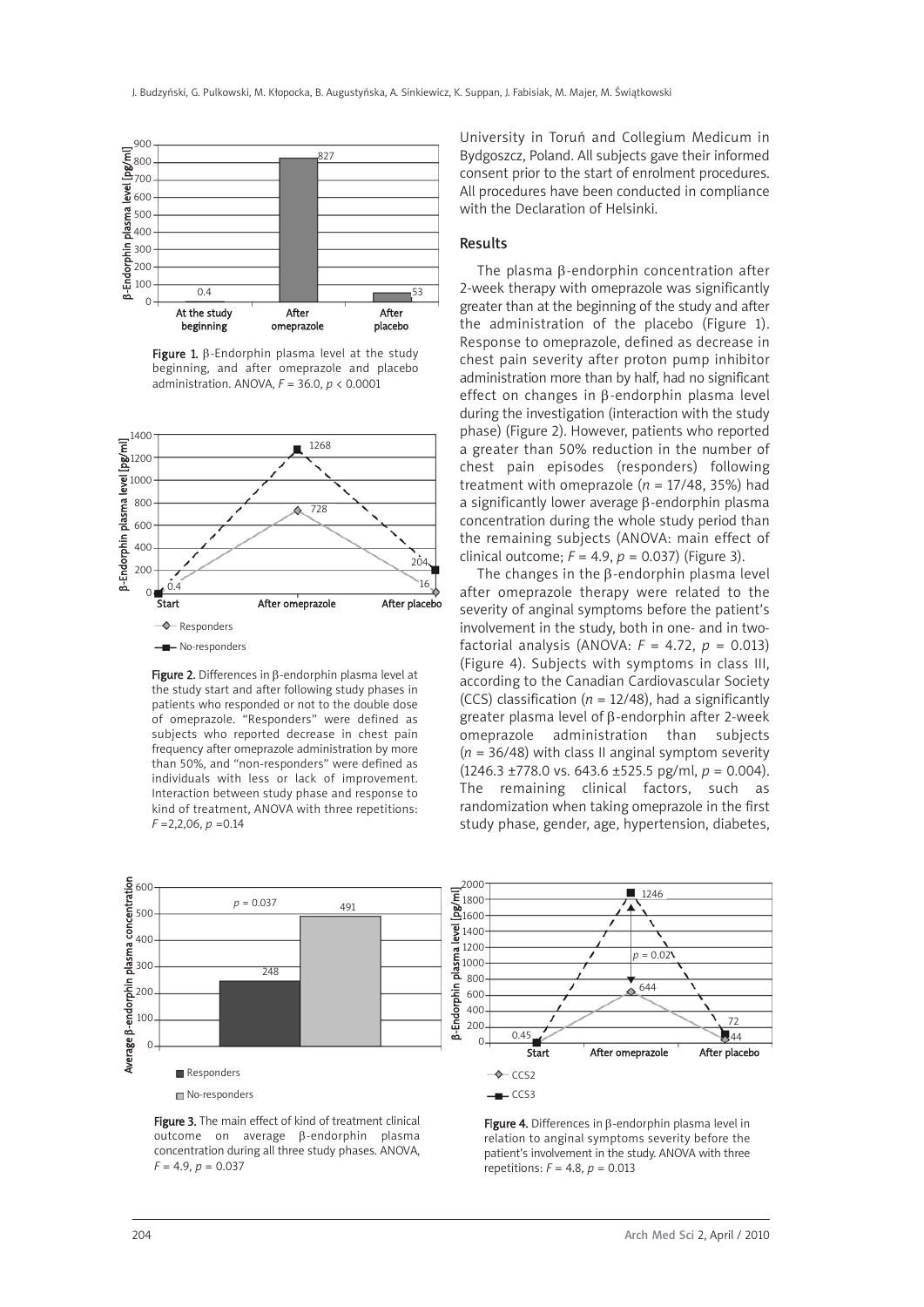Figure 1. β-Endorphin plasma level at the study beginning, and after omeprazole and placebo administration. ANOVA, $F = 36.0$, $p < 0.0001$

Figure 2. Differences in β-endorphin plasma level at the study start and after following study phases in patients who responded or not to the double dose of omeprazole. "Responders" were defined as subjects who reported decrease in chest pain frequency after omeprazole administration by more than 50%, and "non-responders" were defined as individuals with less or lack of improvement. Interaction between study phase and response to kind of treatment, ANOVA with three repetitions: $F = 2,2,06$, $p = 0.14$

University in Toruń and Collegium Medicum in Bydgoszcz, Poland. All subjects gave their informed consent prior to the start of enrolment procedures. All procedures have been conducted in compliance with the Declaration of Helsinki.

## Results

The plasma β-endorphin concentration after 2-week therapy with omeprazole was significantly greater than at the beginning of the study and after the administration of the placebo (Figure 1). Response to omeprazole, defined as decrease in chest pain severity after proton pump inhibitor administration more than by half, had no significant effect on changes in β-endorphin plasma level during the investigation (interaction with the study phase) (Figure 2). However, patients who reported a greater than 50% reduction in the number of chest pain episodes (responders) following treatment with omeprazole ($n = 17/48$, 35%) had a significantly lower average β-endorphin plasma concentration during the whole study period than the remaining subjects (ANOVA: main effect of clinical outcome; $F = 4.9$, $p = 0.037$) (Figure 3).

The changes in the β-endorphin plasma level after omeprazole therapy were related to the severity of anginal symptoms before the patient's involvement in the study, both in one- and in two-factorial analysis (ANOVA: $F = 4.72$, $p = 0.013$) (Figure 4). Subjects with symptoms in class III, according to the Canadian Cardiovascular Society (CCS) classification ($n = 12/48$), had a significantly greater plasma level of β-endorphin after 2-week omeprazole administration than subjects ($n = 36/48$) with class II anginal symptom severity (1246.3 ±778.0 vs. 643.6 ±525.5 pg/ml, $p = 0.004$). The remaining clinical factors, such as randomization when taking omeprazole in the first study phase, gender, age, hypertension, diabetes,

Figure 3. The main effect of kind of treatment clinical outcome on average β-endorphin plasma concentration during all three study phases. ANOVA, $F = 4.9$, $p = 0.037$

Figure 4. Differences in β-endorphin plasma level in relation to anginal symptoms severity before the patient's involvement in the study. ANOVA with three repetitions: $F = 4.8$, $p = 0.013$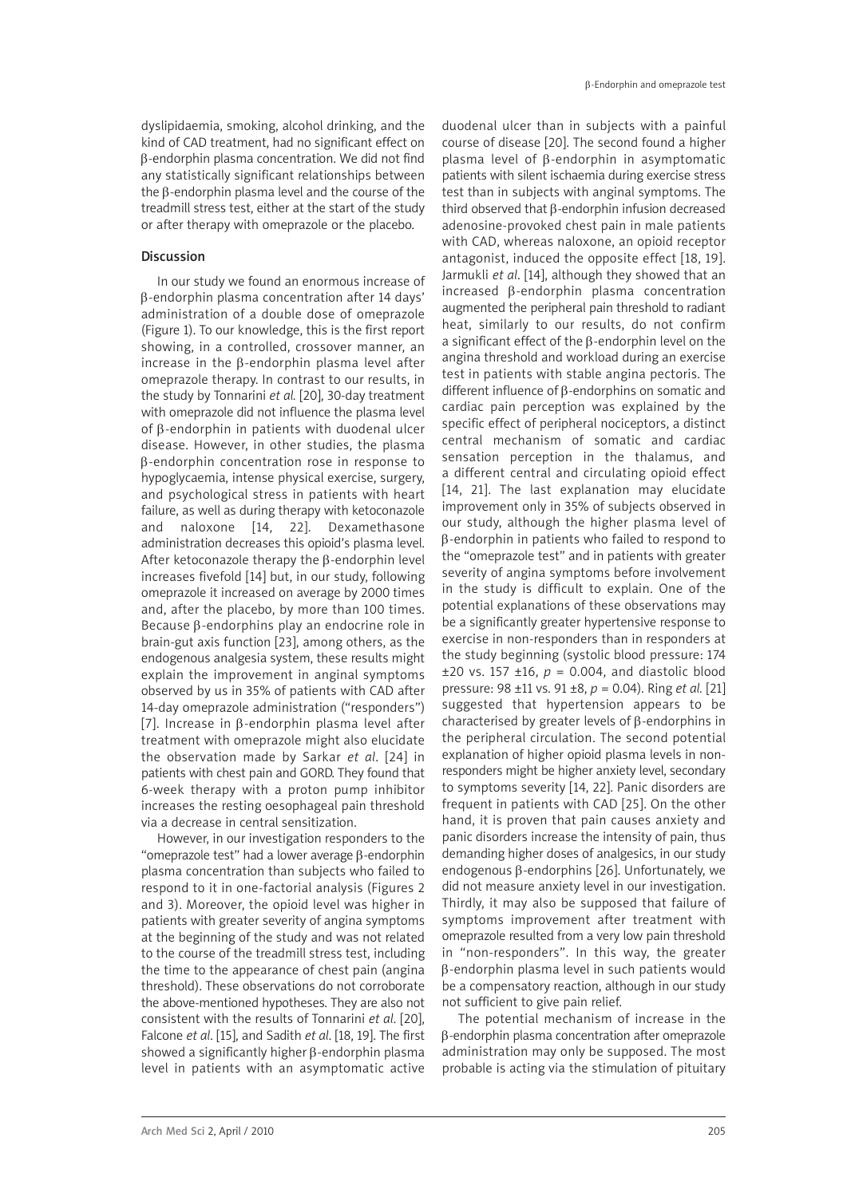dyslipidaemia, smoking, alcohol drinking, and the kind of CAD treatment, had no significant effect on β-endorphin plasma concentration. We did not find any statistically significant relationships between the β-endorphin plasma level and the course of the treadmill stress test, either at the start of the study or after therapy with omeprazole or the placebo.

## Discussion

In our study we found an enormous increase of β-endorphin plasma concentration after 14 days' administration of a double dose of omeprazole (Figure 1). To our knowledge, this is the first report showing, in a controlled, crossover manner, an increase in the β-endorphin plasma level after omeprazole therapy. In contrast to our results, in the study by Tonnarini *et al.* [20], 30-day treatment with omeprazole did not influence the plasma level of β-endorphin in patients with duodenal ulcer disease. However, in other studies, the plasma β-endorphin concentration rose in response to hypoglycaemia, intense physical exercise, surgery, and psychological stress in patients with heart failure, as well as during therapy with ketoconazole and naloxone [14, 22]. Dexamethasone administration decreases this opioid's plasma level. After ketoconazole therapy the β-endorphin level increases fivefold [14] but, in our study, following omeprazole it increased on average by 2000 times and, after the placebo, by more than 100 times. Because β-endorphins play an endocrine role in brain-gut axis function [23], among others, as the endogenous analgesia system, these results might explain the improvement in anginal symptoms observed by us in 35% of patients with CAD after 14-day omeprazole administration ("responders") [7]. Increase in β-endorphin plasma level after treatment with omeprazole might also elucidate the observation made by Sarkar *et al.* [24] in patients with chest pain and GORD. They found that 6-week therapy with a proton pump inhibitor increases the resting oesophageal pain threshold via a decrease in central sensitization.

However, in our investigation responders to the "omeprazole test" had a lower average β-endorphin plasma concentration than subjects who failed to respond to it in one-factorial analysis (Figures 2 and 3). Moreover, the opioid level was higher in patients with greater severity of angina symptoms at the beginning of the study and was not related to the course of the treadmill stress test, including the time to the appearance of chest pain (angina threshold). These observations do not corroborate the above-mentioned hypotheses. They are also not consistent with the results of Tonnarini *et al.* [20], Falcone *et al.* [15], and Sadith *et al.* [18, 19]. The first showed a significantly higher β-endorphin plasma level in patients with an asymptomatic active duodenal ulcer than in subjects with a painful course of disease [20]. The second found a higher plasma level of β-endorphin in asymptomatic patients with silent ischaemia during exercise stress test than in subjects with anginal symptoms. The third observed that β-endorphin infusion decreased adenosine-provoked chest pain in male patients with CAD, whereas naloxone, an opioid receptor antagonist, induced the opposite effect [18, 19]. Jarmukli *et al.* [14], although they showed that an increased β-endorphin plasma concentration augmented the peripheral pain threshold to radiant heat, similarly to our results, do not confirm a significant effect of the β-endorphin level on the angina threshold and workload during an exercise test in patients with stable angina pectoris. The different influence of β-endorphins on somatic and cardiac pain perception was explained by the specific effect of peripheral nociceptors, a distinct central mechanism of somatic and cardiac sensation perception in the thalamus, and a different central and circulating opioid effect [14, 21]. The last explanation may elucidate improvement only in 35% of subjects observed in our study, although the higher plasma level of β-endorphin in patients who failed to respond to the "omeprazole test" and in patients with greater severity of angina symptoms before involvement in the study is difficult to explain. One of the potential explanations of these observations may be a significantly greater hypertensive response to exercise in non-responders than in responders at the study beginning (systolic blood pressure: 174 ±20 vs. 157 ±16, $p$ = 0.004, and diastolic blood pressure: 98 ±11 vs. 91 ±8, $p$ = 0.04). Ring *et al.* [21] suggested that hypertension appears to be characterised by greater levels of β-endorphins in the peripheral circulation. The second potential explanation of higher opioid plasma levels in non-responders might be higher anxiety level, secondary to symptoms severity [14, 22]. Panic disorders are frequent in patients with CAD [25]. On the other hand, it is proven that pain causes anxiety and panic disorders increase the intensity of pain, thus demanding higher doses of analgesics, in our study endogenous β-endorphins [26]. Unfortunately, we did not measure anxiety level in our investigation. Thirdly, it may also be supposed that failure of symptoms improvement after treatment with omeprazole resulted from a very low pain threshold in "non-responders". In this way, the greater β-endorphin plasma level in such patients would be a compensatory reaction, although in our study not sufficient to give pain relief.

The potential mechanism of increase in the β-endorphin plasma concentration after omeprazole administration may only be supposed. The most probable is acting via the stimulation of pituitary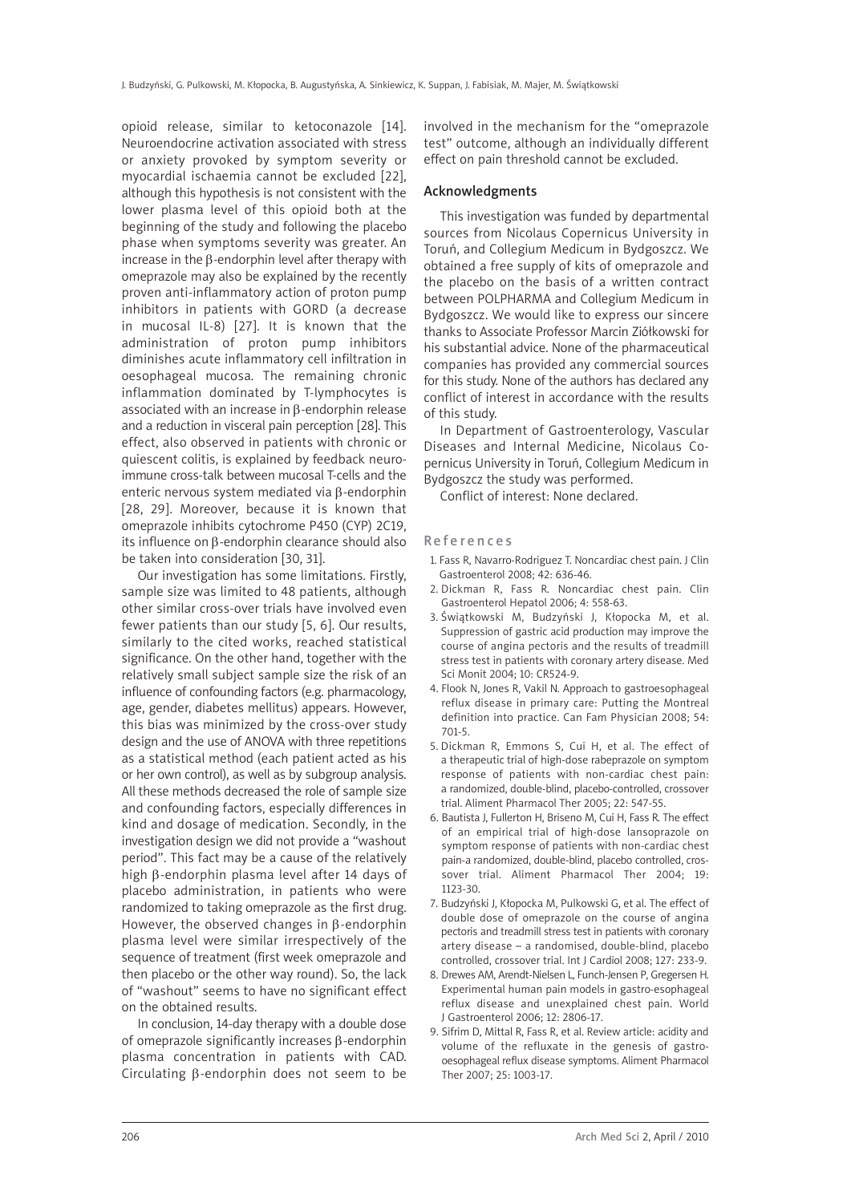opioid release, similar to ketoconazole [14]. Neuroendocrine activation associated with stress or anxiety provoked by symptom severity or myocardial ischaemia cannot be excluded [22], although this hypothesis is not consistent with the lower plasma level of this opioid both at the beginning of the study and following the placebo phase when symptoms severity was greater. An increase in the β-endorphin level after therapy with omeprazole may also be explained by the recently proven anti-inflammatory action of proton pump inhibitors in patients with GORD (a decrease in mucosal IL-8) [27]. It is known that the administration of proton pump inhibitors diminishes acute inflammatory cell infiltration in oesophageal mucosa. The remaining chronic inflammation dominated by T-lymphocytes is associated with an increase in β-endorphin release and a reduction in visceral pain perception [28]. This effect, also observed in patients with chronic or quiescent colitis, is explained by feedback neuro-immune cross-talk between mucosal T-cells and the enteric nervous system mediated via β-endorphin [28, 29]. Moreover, because it is known that omeprazole inhibits cytochrome P450 (CYP) 2C19, its influence on β-endorphin clearance should also be taken into consideration [30, 31].

Our investigation has some limitations. Firstly, sample size was limited to 48 patients, although other similar cross-over trials have involved even fewer patients than our study [5, 6]. Our results, similarly to the cited works, reached statistical significance. On the other hand, together with the relatively small subject sample size the risk of an influence of confounding factors (e.g. pharmacology, age, gender, diabetes mellitus) appears. However, this bias was minimized by the cross-over study design and the use of ANOVA with three repetitions as a statistical method (each patient acted as his or her own control), as well as by subgroup analysis. All these methods decreased the role of sample size and confounding factors, especially differences in kind and dosage of medication. Secondly, in the investigation design we did not provide a "washout period". This fact may be a cause of the relatively high β-endorphin plasma level after 14 days of placebo administration, in patients who were randomized to taking omeprazole as the first drug. However, the observed changes in β-endorphin plasma level were similar irrespectively of the sequence of treatment (first week omeprazole and then placebo or the other way round). So, the lack of "washout" seems to have no significant effect on the obtained results.

In conclusion, 14-day therapy with a double dose of omeprazole significantly increases β-endorphin plasma concentration in patients with CAD. Circulating β-endorphin does not seem to be involved in the mechanism for the "omeprazole test" outcome, although an individually different effect on pain threshold cannot be excluded.

## Acknowledgments

This investigation was funded by departmental sources from Nicolaus Copernicus University in Toruń, and Collegium Medicum in Bydgoszcz. We obtained a free supply of kits of omeprazole and the placebo on the basis of a written contract between POLPHARMA and Collegium Medicum in Bydgoszcz. We would like to express our sincere thanks to Associate Professor Marcin Ziółkowski for his substantial advice. None of the pharmaceutical companies has provided any commercial sources for this study. None of the authors has declared any conflict of interest in accordance with the results of this study.

In Department of Gastroenterology, Vascular Diseases and Internal Medicine, Nicolaus Copernicus University in Toruń, Collegium Medicum in Bydgoszcz the study was performed.

Conflict of interest: None declared.

## References

1. Fass R, Navarro-Rodriguez T. Noncardiac chest pain. J Clin Gastroenterol 2008; 42: 636-46.
2. Dickman R, Fass R. Noncardiac chest pain. Clin Gastroenterol Hepatol 2006; 4: 558-63.
3. Świątkowski M, Budzyński J, Kłopocka M, et al. Suppression of gastric acid production may improve the course of angina pectoris and the results of treadmill stress test in patients with coronary artery disease. Med Sci Monit 2004; 10: CR524-9.
4. Flook N, Jones R, Vakil N. Approach to gastroesophageal reflux disease in primary care: Putting the Montreal definition into practice. Can Fam Physician 2008; 54: 701-5.
5. Dickman R, Emmons S, Cui H, et al. The effect of a therapeutic trial of high-dose rabeprazole on symptom response of patients with non-cardiac chest pain: a randomized, double-blind, placebo-controlled, crossover trial. Aliment Pharmacol Ther 2005; 22: 547-55.
6. Bautista J, Fullerton H, Briseno M, Cui H, Fass R. The effect of an empirical trial of high-dose lansoprazole on symptom response of patients with non-cardiac chest pain-a randomized, double-blind, placebo controlled, crossover trial. Aliment Pharmacol Ther 2004; 19: 1123-30.
7. Budzyński J, Kłopocka M, Pulkowski G, et al. The effect of double dose of omeprazole on the course of angina pectoris and treadmill stress test in patients with coronary artery disease – a randomised, double-blind, placebo controlled, crossover trial. Int J Cardiol 2008; 127: 233-9.
8. Drewes AM, Arendt-Nielsen L, Funch-Jensen P, Gregersen H. Experimental human pain models in gastro-esophageal reflux disease and unexplained chest pain. World J Gastroenterol 2006; 12: 2806-17.
9. Sifrim D, Mittal R, Fass R, et al. Review article: acidity and volume of the refluxate in the genesis of gastro-oesophageal reflux disease symptoms. Aliment Pharmacol Ther 2007; 25: 1003-17.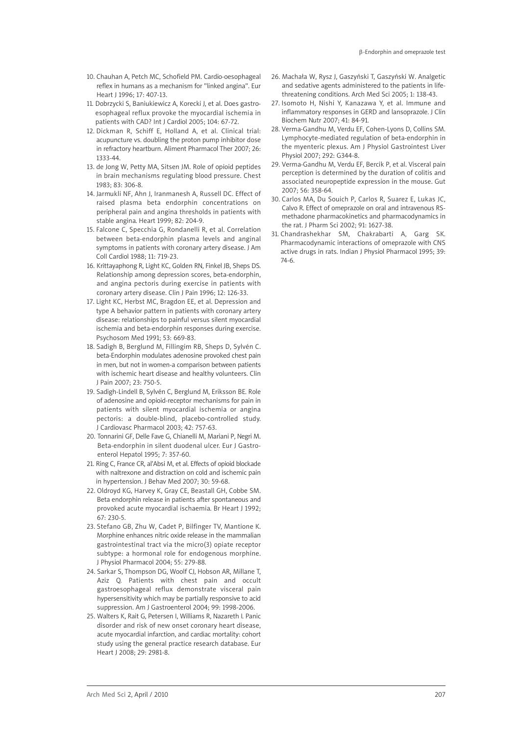10. Chauhan A, Petch MC, Schofield PM. Cardio-oesophageal reflex in humans as a mechanism for "linked angina". Eur Heart J 1996; 17: 407-13.
11. Dobrzycki S, Baniukiewicz A, Korecki J, et al. Does gastro-esophageal reflux provoke the myocardial ischemia in patients with CAD? Int J Cardiol 2005; 104: 67-72.
12. Dickman R, Schiff E, Holland A, et al. Clinical trial: acupuncture vs. doubling the proton pump inhibitor dose in refractory heartburn. Aliment Pharmacol Ther 2007; 26: 1333-44.
13. de Jong W, Petty MA, Sitsen JM. Role of opioid peptides in brain mechanisms regulating blood pressure. Chest 1983; 83: 306-8.
14. Jarmukli NF, Ahn J, Iranmanesh A, Russell DC. Effect of raised plasma beta endorphin concentrations on peripheral pain and angina thresholds in patients with stable angina. Heart 1999; 82: 204-9.
15. Falcone C, Specchia G, Rondanelli R, et al. Correlation between beta-endorphin plasma levels and anginal symptoms in patients with coronary artery disease. J Am Coll Cardiol 1988; 11: 719-23.
16. Krittayaphong R, Light KC, Golden RN, Finkel JB, Sheps DS. Relationship among depression scores, beta-endorphin, and angina pectoris during exercise in patients with coronary artery disease. Clin J Pain 1996; 12: 126-33.
17. Light KC, Herbst MC, Bragdon EE, et al. Depression and type A behavior pattern in patients with coronary artery disease: relationships to painful versus silent myocardial ischemia and beta-endorphin responses during exercise. Psychosom Med 1991; 53: 669-83.
18. Sadigh B, Berglund M, Fillingim RB, Sheps D, Sylvén C. beta-Endorphin modulates adenosine provoked chest pain in men, but not in women-a comparison between patients with ischemic heart disease and healthy volunteers. Clin J Pain 2007; 23: 750-5.
19. Sadigh-Lindell B, Sylvén C, Berglund M, Eriksson BE. Role of adenosine and opioid-receptor mechanisms for pain in patients with silent myocardial ischemia or angina pectoris: a double-blind, placebo-controlled study. J Cardiovasc Pharmacol 2003; 42: 757-63.
20. Tonnarini GF, Delle Fave G, Chianelli M, Mariani P, Negri M. Beta-endorphin in silent duodenal ulcer. Eur J Gastroenterol Hepatol 1995; 7: 357-60.
21. Ring C, France CR, al'Absi M, et al. Effects of opioid blockade with naltrexone and distraction on cold and ischemic pain in hypertension. J Behav Med 2007; 30: 59-68.
22. Oldroyd KG, Harvey K, Gray CE, Beastall GH, Cobbe SM. Beta endorphin release in patients after spontaneous and provoked acute myocardial ischaemia. Br Heart J 1992; 67: 230-5.
23. Stefano GB, Zhu W, Cadet P, Bilfinger TV, Mantione K. Morphine enhances nitric oxide release in the mammalian gastrointestinal tract via the micro(3) opiate receptor subtype: a hormonal role for endogenous morphine. J Physiol Pharmacol 2004; 55: 279-88.
24. Sarkar S, Thompson DG, Woolf CJ, Hobson AR, Millane T, Aziz Q. Patients with chest pain and occult gastroesophageal reflux demonstrate visceral pain hypersensitivity which may be partially responsive to acid suppression. Am J Gastroenterol 2004; 99: 1998-2006.
25. Walters K, Rait G, Petersen I, Williams R, Nazareth I. Panic disorder and risk of new onset coronary heart disease, acute myocardial infarction, and cardiac mortality: cohort study using the general practice research database. Eur Heart J 2008; 29: 2981-8.
26. Machała W, Rysz J, Gaszyński T, Gaszyński W. Analgetic and sedative agents administered to the patients in life-threatening conditions. Arch Med Sci 2005; 1: 138-43.
27. Isomoto H, Nishi Y, Kanazawa Y, et al. Immune and inflammatory responses in GERD and lansoprazole. J Clin Biochem Nutr 2007; 41: 84-91.
28. Verma-Gandhu M, Verdu EF, Cohen-Lyons D, Collins SM. Lymphocyte-mediated regulation of beta-endorphin in the myenteric plexus. Am J Physiol Gastrointest Liver Physiol 2007; 292: G344-8.
29. Verma-Gandhu M, Verdu EF, Bercik P, et al. Visceral pain perception is determined by the duration of colitis and associated neuropeptide expression in the mouse. Gut 2007; 56: 358-64.
30. Carlos MA, Du Souich P, Carlos R, Suarez E, Lukas JC, Calvo R. Effect of omeprazole on oral and intravenous RS-methadone pharmacokinetics and pharmacodynamics in the rat. J Pharm Sci 2002; 91: 1627-38.
31. Chandrashekhar SM, Chakrabarti A, Garg SK. Pharmacodynamic interactions of omeprazole with CNS active drugs in rats. Indian J Physiol Pharmacol 1995; 39: 74-6.